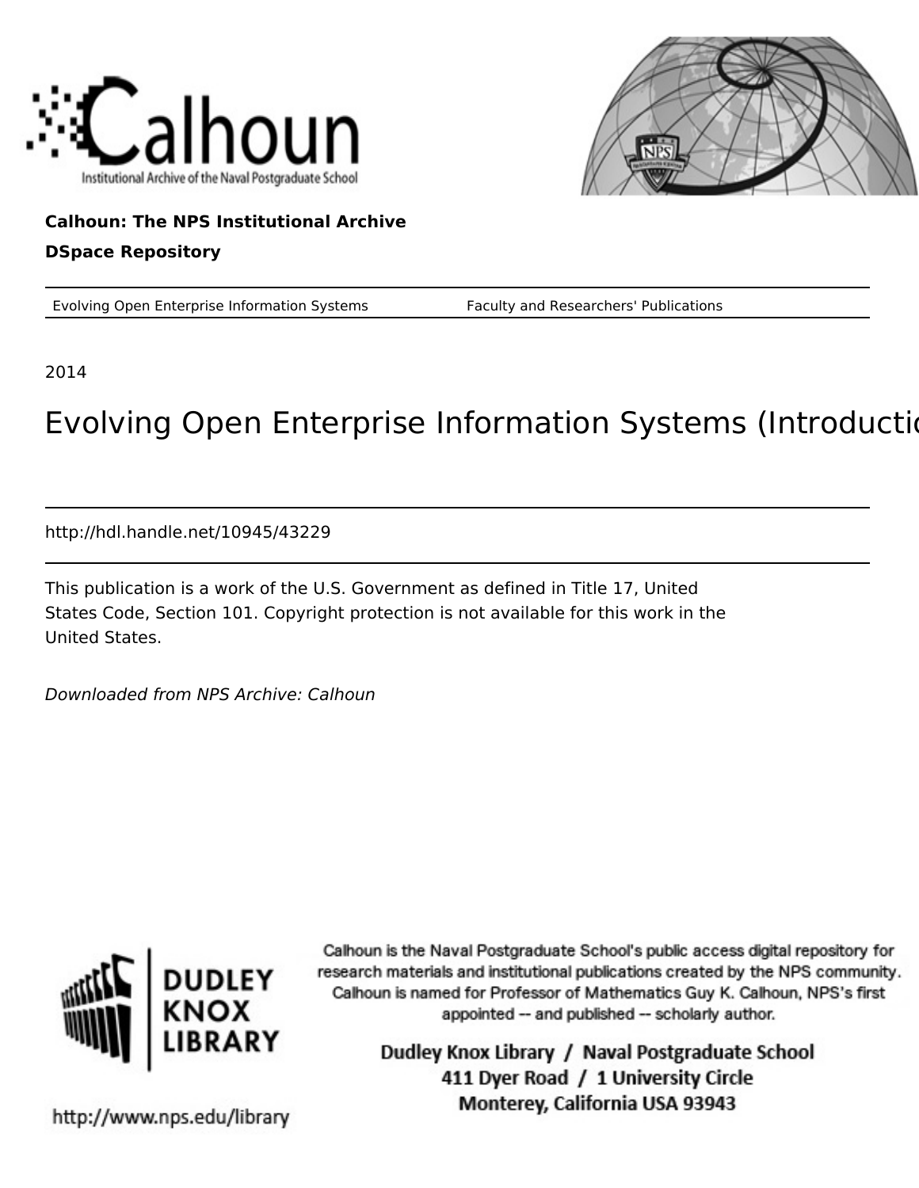Calhoun: The NPS Institutional Archive

DSpace Repository

Evolving Open Enterprise Information Systems Faculty and Researchers' Publications

2014

# Evolving Open Enterprise Information Systems (Introductio

http://hdl.handle.net/10945/43229

This publication is a work of the U.S. Government as defined in Title 17, United States Code, Section 101. Copyright protection is not available for this work in the United States.

*Downloaded from NPS Archive: Calhoun*

Calhoun is the Naval Postgraduate School's public access digital repository for research materials and institutional publications created by the NPS community. Calhoun is named for Professor of Mathematics Guy K. Calhoun, NPS's first appointed -- and published -- scholarly author.

Dudley Knox Library / Naval Postgraduate School
411 Dyer Road / 1 University Circle
Monterey, California USA 93943

DUDLEY KNOX LIBRARY

http://www.nps.edu/library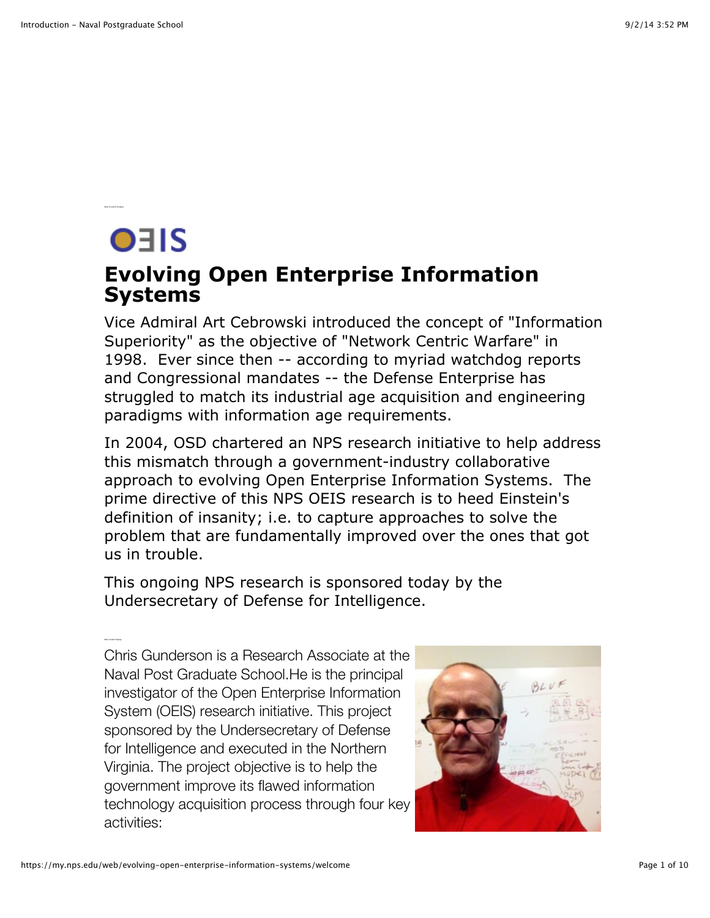**OEIS**

# Evolving Open Enterprise Information Systems

Vice Admiral Art Cebrowski introduced the concept of "Information Superiority" as the objective of "Network Centric Warfare" in 1998. Ever since then -- according to myriad watchdog reports and Congressional mandates -- the Defense Enterprise has struggled to match its industrial age acquisition and engineering paradigms with information age requirements.

In 2004, OSD chartered an NPS research initiative to help address this mismatch through a government-industry collaborative approach to evolving Open Enterprise Information Systems. The prime directive of this NPS OEIS research is to heed Einstein's definition of insanity; i.e. to capture approaches to solve the problem that are fundamentally improved over the ones that got us in trouble.

This ongoing NPS research is sponsored today by the Undersecretary of Defense for Intelligence.

Chris Gunderson is a Research Associate at the Naval Post Graduate School.He is the principal investigator of the Open Enterprise Information System (OEIS) research initiative. This project sponsored by the Undersecretary of Defense for Intelligence and executed in the Northern Virginia. The project objective is to help the government improve its flawed information technology acquisition process through four key activities: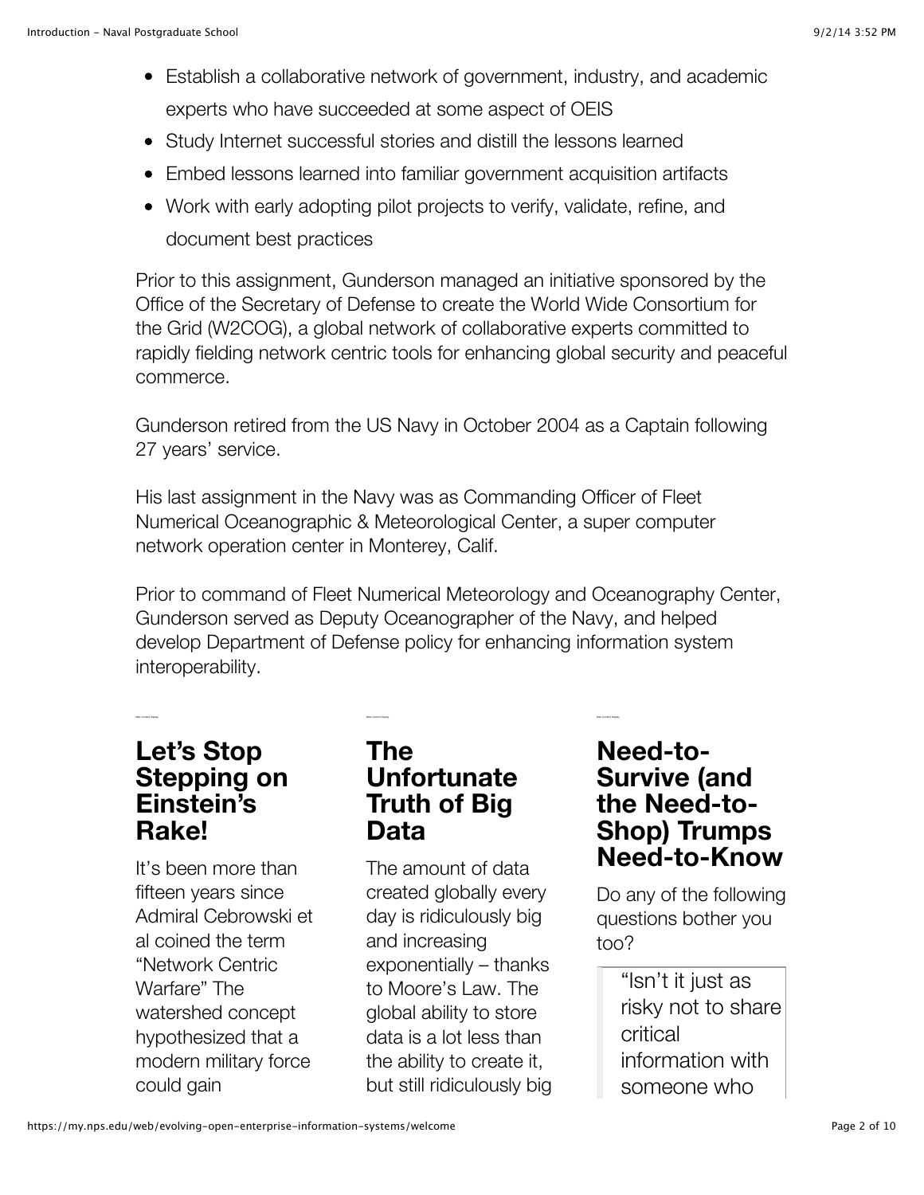- Establish a collaborative network of government, industry, and academic experts who have succeeded at some aspect of OEIS
- Study Internet successful stories and distill the lessons learned
- Embed lessons learned into familiar government acquisition artifacts
- Work with early adopting pilot projects to verify, validate, refine, and document best practices

Prior to this assignment, Gunderson managed an initiative sponsored by the Office of the Secretary of Defense to create the World Wide Consortium for the Grid (W2COG), a global network of collaborative experts committed to rapidly fielding network centric tools for enhancing global security and peaceful commerce.

Gunderson retired from the US Navy in October 2004 as a Captain following 27 years' service.

His last assignment in the Navy was as Commanding Officer of Fleet Numerical Oceanographic & Meteorological Center, a super computer network operation center in Monterey, Calif.

Prior to command of Fleet Numerical Meteorology and Oceanography Center, Gunderson served as Deputy Oceanographer of the Navy, and helped develop Department of Defense policy for enhancing information system interoperability.

## Let's Stop Stepping on Einstein's Rake!

It's been more than fifteen years since Admiral Cebrowski et al coined the term "Network Centric Warfare" The watershed concept hypothesized that a modern military force could gain

## The Unfortunate Truth of Big Data

The amount of data created globally every day is ridiculously big and increasing exponentially – thanks to Moore's Law. The global ability to store data is a lot less than the ability to create it, but still ridiculously big

## Need-to-Survive (and the Need-to-Shop) Trumps Need-to-Know

Do any of the following questions bother you too?

> "Isn't it just as risky not to share critical information with someone who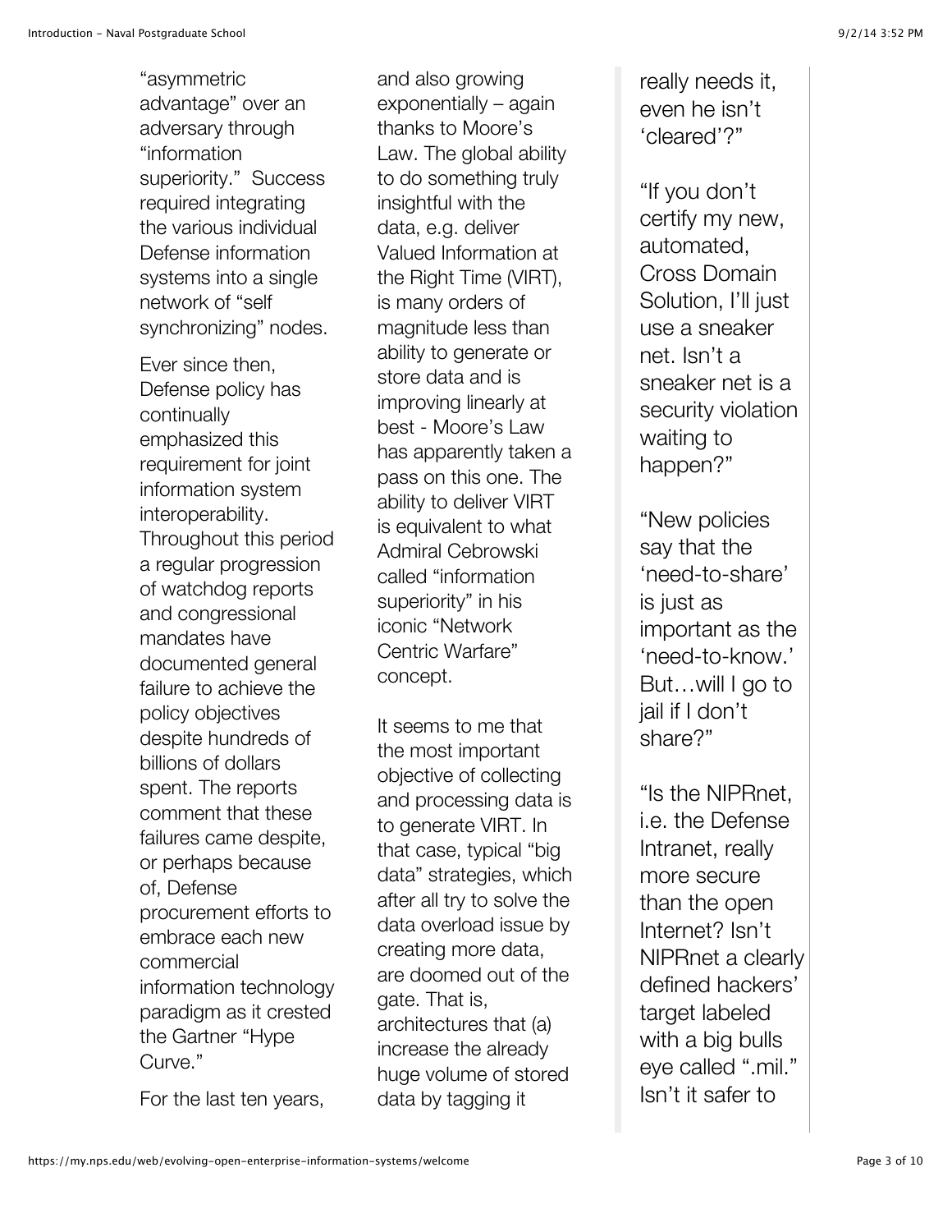"asymmetric advantage" over an adversary through "information superiority." Success required integrating the various individual Defense information systems into a single network of "self synchronizing" nodes.

Ever since then, Defense policy has continually emphasized this requirement for joint information system interoperability. Throughout this period a regular progression of watchdog reports and congressional mandates have documented general failure to achieve the policy objectives despite hundreds of billions of dollars spent. The reports comment that these failures came despite, or perhaps because of, Defense procurement efforts to embrace each new commercial information technology paradigm as it crested the Gartner "Hype Curve."

For the last ten years, and also growing exponentially – again thanks to Moore's Law. The global ability to do something truly insightful with the data, e.g. deliver Valued Information at the Right Time (VIRT), is many orders of magnitude less than ability to generate or store data and is improving linearly at best - Moore's Law has apparently taken a pass on this one. The ability to deliver VIRT is equivalent to what Admiral Cebrowski called "information superiority" in his iconic "Network Centric Warfare" concept.

It seems to me that the most important objective of collecting and processing data is to generate VIRT. In that case, typical "big data" strategies, which after all try to solve the data overload issue by creating more data, are doomed out of the gate. That is, architectures that (a) increase the already huge volume of stored data by tagging it

really needs it, even he isn't 'cleared'?"

"If you don't certify my new, automated, Cross Domain Solution, I'll just use a sneaker net. Isn't a sneaker net is a security violation waiting to happen?"

"New policies say that the 'need-to-share' is just as important as the 'need-to-know.' But…will I go to jail if I don't share?"

"Is the NIPRnet, i.e. the Defense Intranet, really more secure than the open Internet? Isn't NIPRnet a clearly defined hackers' target labeled with a big bulls eye called ".mil." Isn't it safer to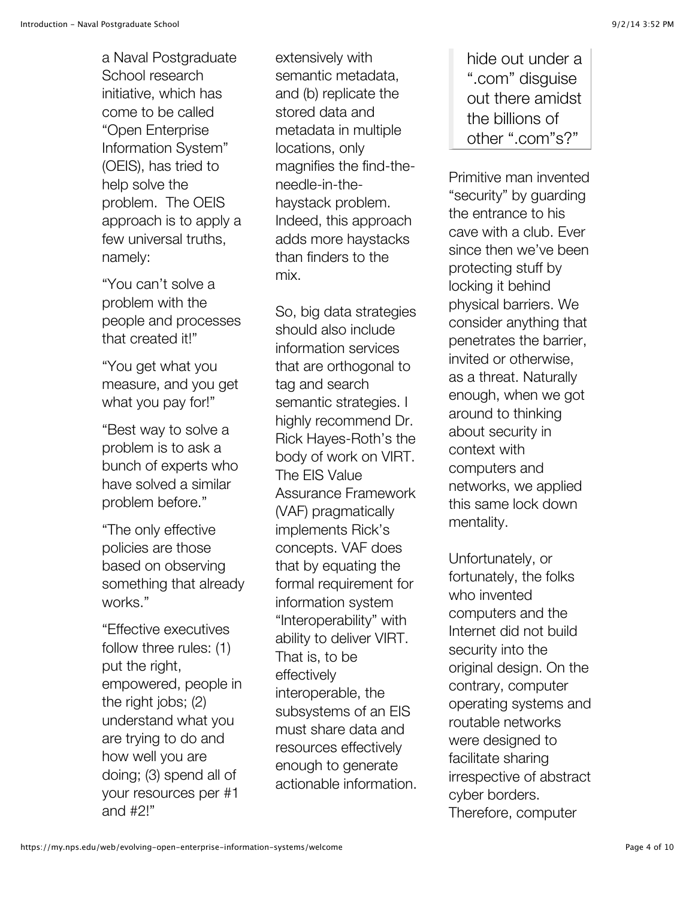a Naval Postgraduate School research initiative, which has come to be called "Open Enterprise Information System" (OEIS), has tried to help solve the problem. The OEIS approach is to apply a few universal truths, namely:

"You can't solve a problem with the people and processes that created it!"

"You get what you measure, and you get what you pay for!"

"Best way to solve a problem is to ask a bunch of experts who have solved a similar problem before."

"The only effective policies are those based on observing something that already works."

"Effective executives follow three rules: (1) put the right, empowered, people in the right jobs; (2) understand what you are trying to do and how well you are doing; (3) spend all of your resources per #1 and #2!"

extensively with semantic metadata, and (b) replicate the stored data and metadata in multiple locations, only magnifies the find-the-needle-in-the-haystack problem. Indeed, this approach adds more haystacks than finders to the mix.

So, big data strategies should also include information services that are orthogonal to tag and search semantic strategies. I highly recommend Dr. Rick Hayes-Roth's the body of work on VIRT. The EIS Value Assurance Framework (VAF) pragmatically implements Rick's concepts. VAF does that by equating the formal requirement for information system "Interoperability" with ability to deliver VIRT. That is, to be effectively interoperable, the subsystems of an EIS must share data and resources effectively enough to generate actionable information.

> hide out under a ".com" disguise out there amidst the billions of other ".com"s?"

Primitive man invented "security" by guarding the entrance to his cave with a club. Ever since then we've been protecting stuff by locking it behind physical barriers. We consider anything that penetrates the barrier, invited or otherwise, as a threat. Naturally enough, when we got around to thinking about security in context with computers and networks, we applied this same lock down mentality.

Unfortunately, or fortunately, the folks who invented computers and the Internet did not build security into the original design. On the contrary, computer operating systems and routable networks were designed to facilitate sharing irrespective of abstract cyber borders. Therefore, computer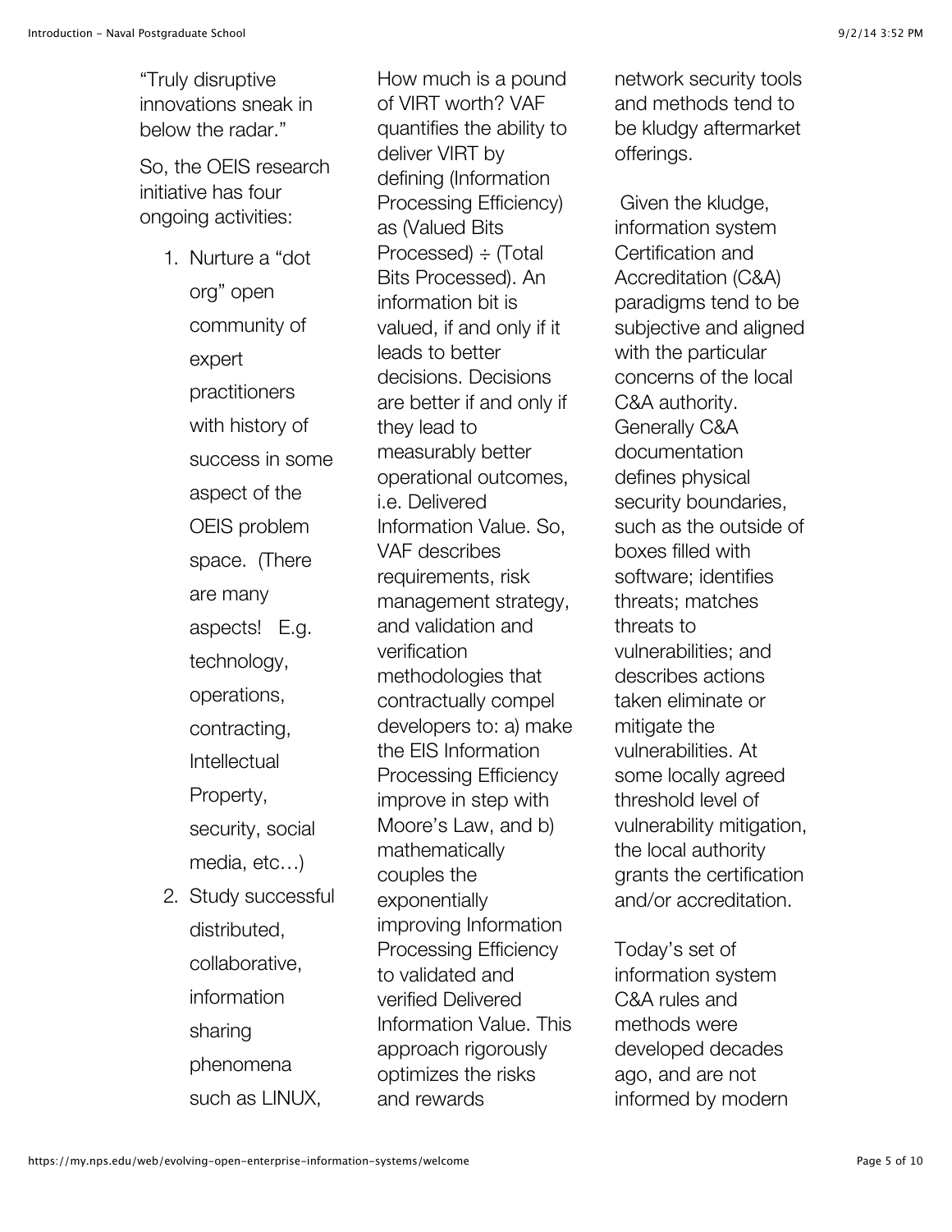"Truly disruptive innovations sneak in below the radar."

So, the OEIS research initiative has four ongoing activities:

1. Nurture a "dot org" open community of expert practitioners with history of success in some aspect of the OEIS problem space. (There are many aspects! E.g. technology, operations, contracting, Intellectual Property, security, social media, etc…)
2. Study successful distributed, collaborative, information sharing phenomena such as LINUX,

How much is a pound of VIRT worth? VAF quantifies the ability to deliver VIRT by defining (Information Processing Efficiency) as (Valued Bits Processed) ÷ (Total Bits Processed). An information bit is valued, if and only if it leads to better decisions. Decisions are better if and only if they lead to measurably better operational outcomes, i.e. Delivered Information Value. So, VAF describes requirements, risk management strategy, and validation and verification methodologies that contractually compel developers to: a) make the EIS Information Processing Efficiency improve in step with Moore's Law, and b) mathematically couples the exponentially improving Information Processing Efficiency to validated and verified Delivered Information Value. This approach rigorously optimizes the risks and rewards

network security tools and methods tend to be kludgy aftermarket offerings.

Given the kludge, information system Certification and Accreditation (C&A) paradigms tend to be subjective and aligned with the particular concerns of the local C&A authority. Generally C&A documentation defines physical security boundaries, such as the outside of boxes filled with software; identifies threats; matches threats to vulnerabilities; and describes actions taken eliminate or mitigate the vulnerabilities. At some locally agreed threshold level of vulnerability mitigation, the local authority grants the certification and/or accreditation.

Today's set of information system C&A rules and methods were developed decades ago, and are not informed by modern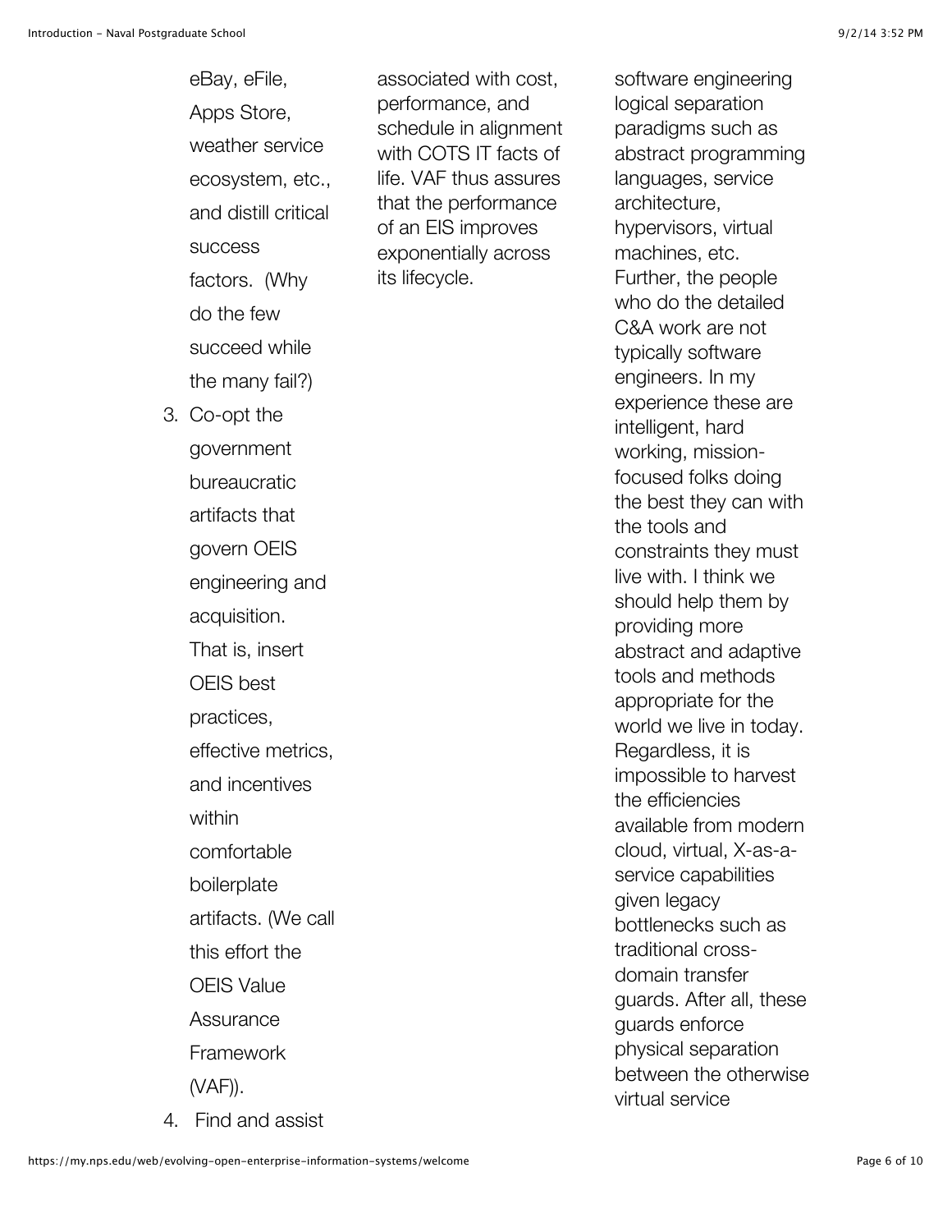eBay, eFile, Apps Store, weather service ecosystem, etc., and distill critical success factors. (Why do the few succeed while the many fail?)

3. Co-opt the government bureaucratic artifacts that govern OEIS engineering and acquisition. That is, insert OEIS best practices, effective metrics, and incentives within comfortable boilerplate artifacts. (We call this effort the OEIS Value Assurance Framework (VAF)).
4. Find and assist

associated with cost, performance, and schedule in alignment with COTS IT facts of life. VAF thus assures that the performance of an EIS improves exponentially across its lifecycle.

software engineering logical separation paradigms such as abstract programming languages, service architecture, hypervisors, virtual machines, etc. Further, the people who do the detailed C&A work are not typically software engineers. In my experience these are intelligent, hard working, mission-focused folks doing the best they can with the tools and constraints they must live with. I think we should help them by providing more abstract and adaptive tools and methods appropriate for the world we live in today. Regardless, it is impossible to harvest the efficiencies available from modern cloud, virtual, X-as-a-service capabilities given legacy bottlenecks such as traditional cross-domain transfer guards. After all, these guards enforce physical separation between the otherwise virtual service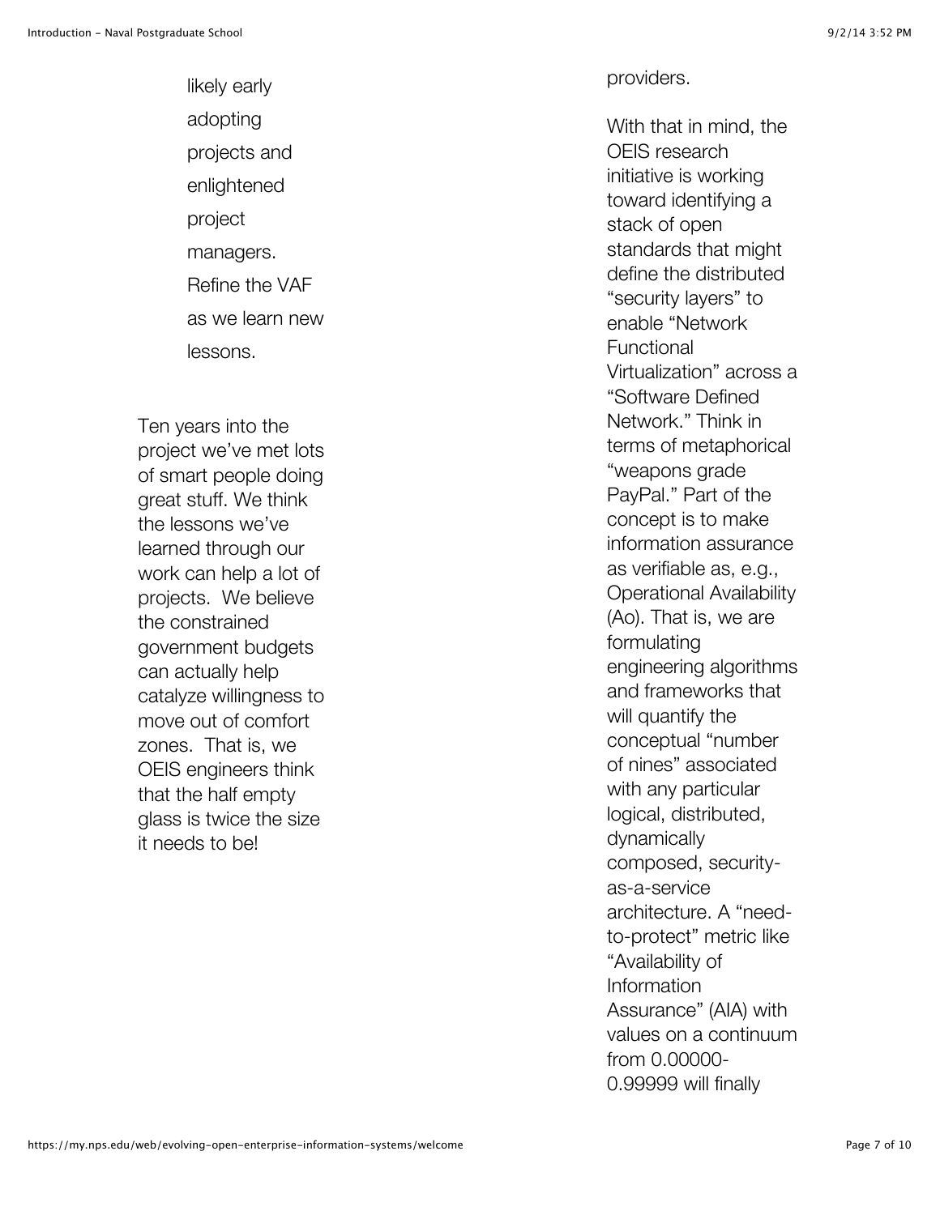likely early adopting projects and enlightened project managers. Refine the VAF as we learn new lessons.

Ten years into the project we've met lots of smart people doing great stuff. We think the lessons we've learned through our work can help a lot of projects. We believe the constrained government budgets can actually help catalyze willingness to move out of comfort zones. That is, we OEIS engineers think that the half empty glass is twice the size it needs to be!

providers.

With that in mind, the OEIS research initiative is working toward identifying a stack of open standards that might define the distributed "security layers" to enable "Network Functional Virtualization" across a "Software Defined Network." Think in terms of metaphorical "weapons grade PayPal." Part of the concept is to make information assurance as verifiable as, e.g., Operational Availability (Ao). That is, we are formulating engineering algorithms and frameworks that will quantify the conceptual "number of nines" associated with any particular logical, distributed, dynamically composed, security-as-a-service architecture. A "need-to-protect" metric like "Availability of Information Assurance" (AIA) with values on a continuum from 0.00000-0.99999 will finally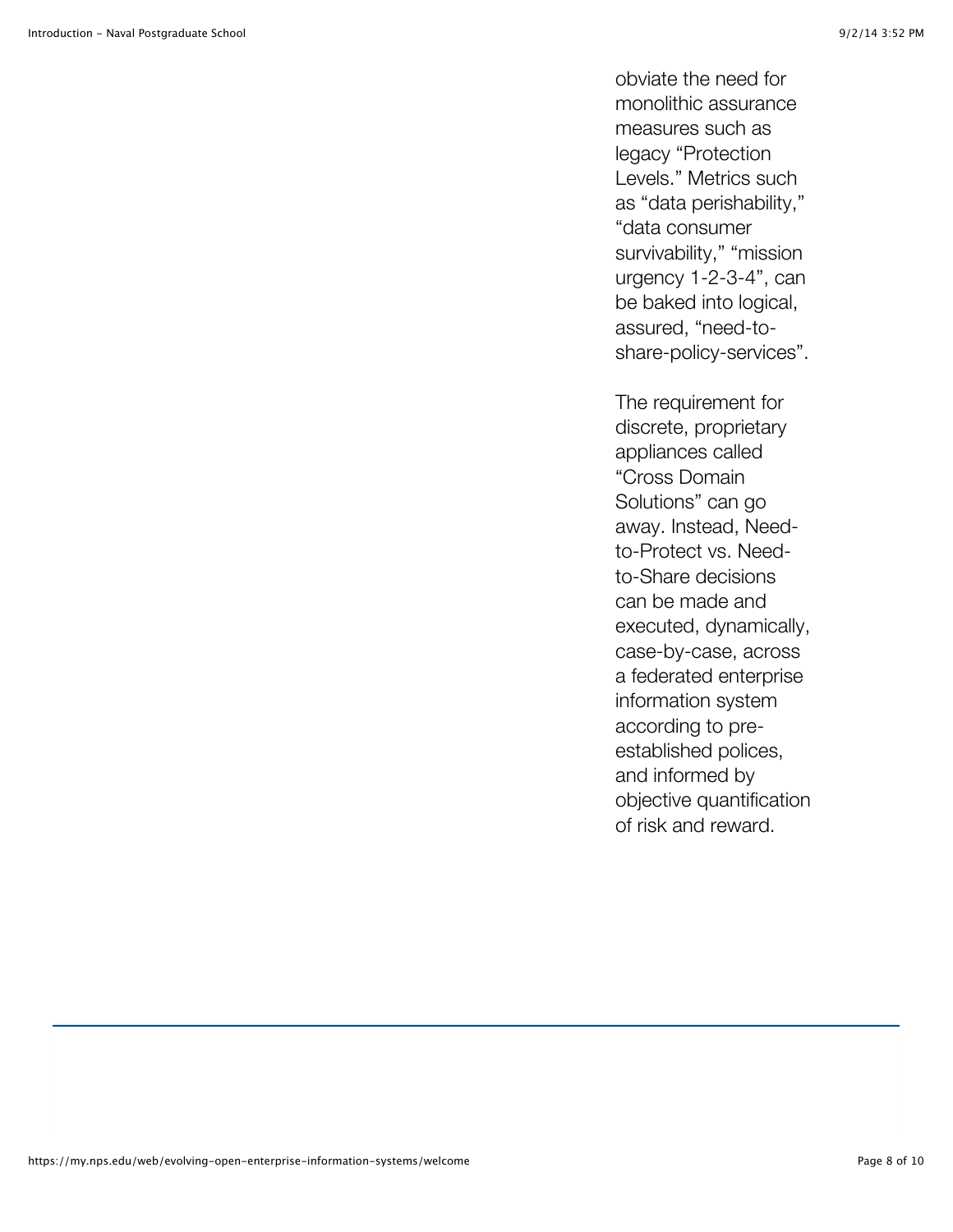obviate the need for monolithic assurance measures such as legacy “Protection Levels.” Metrics such as “data perishability,” “data consumer survivability,” “mission urgency 1-2-3-4”, can be baked into logical, assured, “need-to-share-policy-services”.

The requirement for discrete, proprietary appliances called “Cross Domain Solutions” can go away. Instead, Need-to-Protect vs. Need-to-Share decisions can be made and executed, dynamically, case-by-case, across a federated enterprise information system according to pre-established polices, and informed by objective quantification of risk and reward.